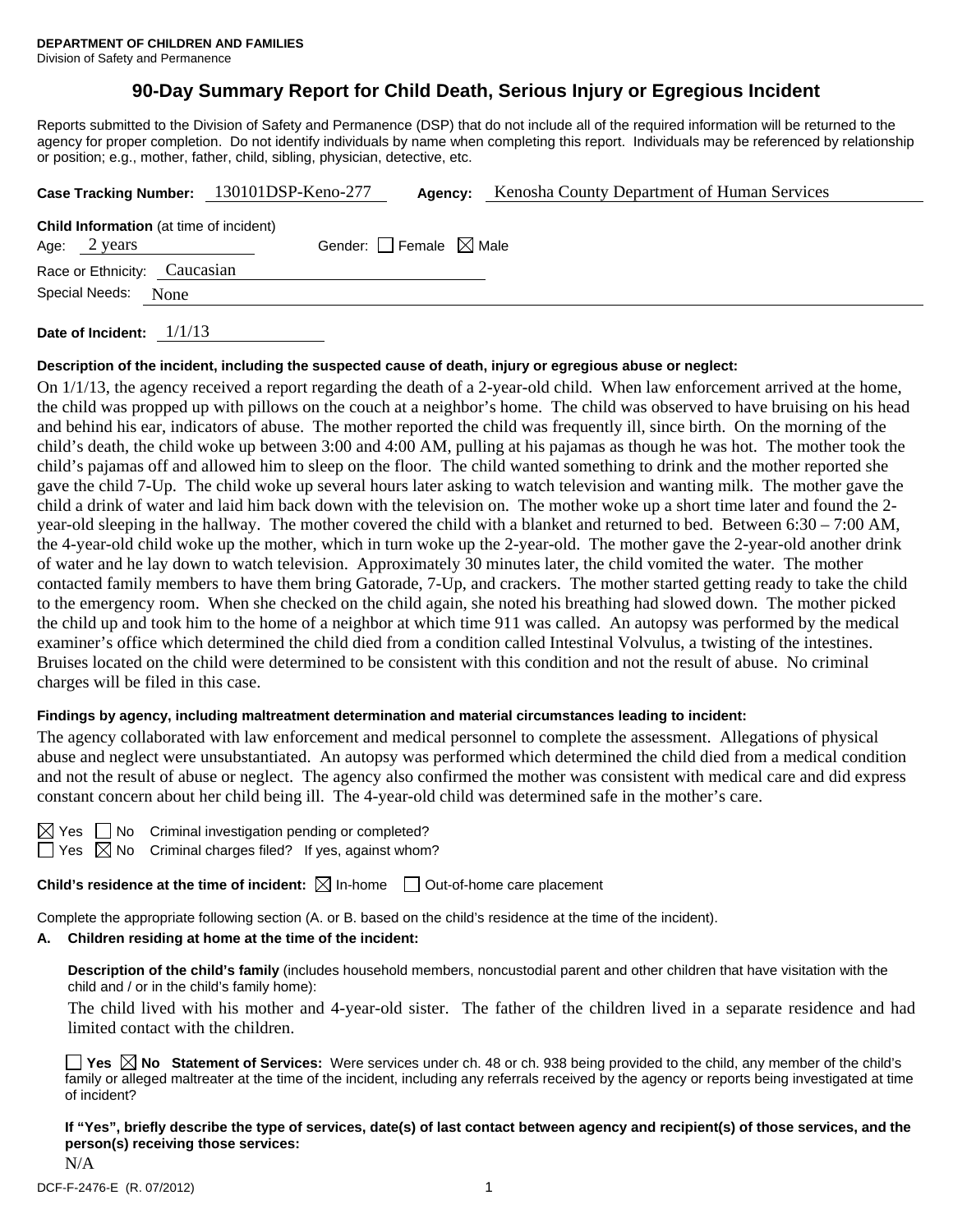**DEPARTMENT OF CHILDREN AND FAMILIES**
Division of Safety and Permanence

# 90-Day Summary Report for Child Death, Serious Injury or Egregious Incident

Reports submitted to the Division of Safety and Permanence (DSP) that do not include all of the required information will be returned to the agency for proper completion. Do not identify individuals by name when completing this report. Individuals may be referenced by relationship or position; e.g., mother, father, child, sibling, physician, detective, etc.

**Case Tracking Number:** 130101DSP-Keno-277 **Agency:** Kenosha County Department of Human Services

**Child Information** (at time of incident)

Age: 2 years Gender: ☐ Female ☒ Male

Race or Ethnicity: Caucasian

Special Needs: None

**Date of Incident:** 1/1/13

**Description of the incident, including the suspected cause of death, injury or egregious abuse or neglect:**

On 1/1/13, the agency received a report regarding the death of a 2-year-old child. When law enforcement arrived at the home, the child was propped up with pillows on the couch at a neighbor's home. The child was observed to have bruising on his head and behind his ear, indicators of abuse. The mother reported the child was frequently ill, since birth. On the morning of the child's death, the child woke up between 3:00 and 4:00 AM, pulling at his pajamas as though he was hot. The mother took the child's pajamas off and allowed him to sleep on the floor. The child wanted something to drink and the mother reported she gave the child 7-Up. The child woke up several hours later asking to watch television and wanting milk. The mother gave the child a drink of water and laid him back down with the television on. The mother woke up a short time later and found the 2-year-old sleeping in the hallway. The mother covered the child with a blanket and returned to bed. Between 6:30 – 7:00 AM, the 4-year-old child woke up the mother, which in turn woke up the 2-year-old. The mother gave the 2-year-old another drink of water and he lay down to watch television. Approximately 30 minutes later, the child vomited the water. The mother contacted family members to have them bring Gatorade, 7-Up, and crackers. The mother started getting ready to take the child to the emergency room. When she checked on the child again, she noted his breathing had slowed down. The mother picked the child up and took him to the home of a neighbor at which time 911 was called. An autopsy was performed by the medical examiner's office which determined the child died from a condition called Intestinal Volvulus, a twisting of the intestines. Bruises located on the child were determined to be consistent with this condition and not the result of abuse. No criminal charges will be filed in this case.

**Findings by agency, including maltreatment determination and material circumstances leading to incident:**

The agency collaborated with law enforcement and medical personnel to complete the assessment. Allegations of physical abuse and neglect were unsubstantiated. An autopsy was performed which determined the child died from a medical condition and not the result of abuse or neglect. The agency also confirmed the mother was consistent with medical care and did express constant concern about her child being ill. The 4-year-old child was determined safe in the mother's care.

☒ Yes ☐ No Criminal investigation pending or completed?

☐ Yes ☒ No Criminal charges filed? If yes, against whom?

**Child's residence at the time of incident:** ☒ In-home ☐ Out-of-home care placement

Complete the appropriate following section (A. or B. based on the child's residence at the time of the incident).

**A. Children residing at home at the time of the incident:**

**Description of the child's family** (includes household members, noncustodial parent and other children that have visitation with the child and / or in the child's family home):

The child lived with his mother and 4-year-old sister. The father of the children lived in a separate residence and had limited contact with the children.

☐ **Yes** ☒ **No Statement of Services:** Were services under ch. 48 or ch. 938 being provided to the child, any member of the child's family or alleged maltreater at the time of the incident, including any referrals received by the agency or reports being investigated at time of incident?

**If "Yes", briefly describe the type of services, date(s) of last contact between agency and recipient(s) of those services, and the person(s) receiving those services:**

N/A

DCF-F-2476-E (R. 07/2012)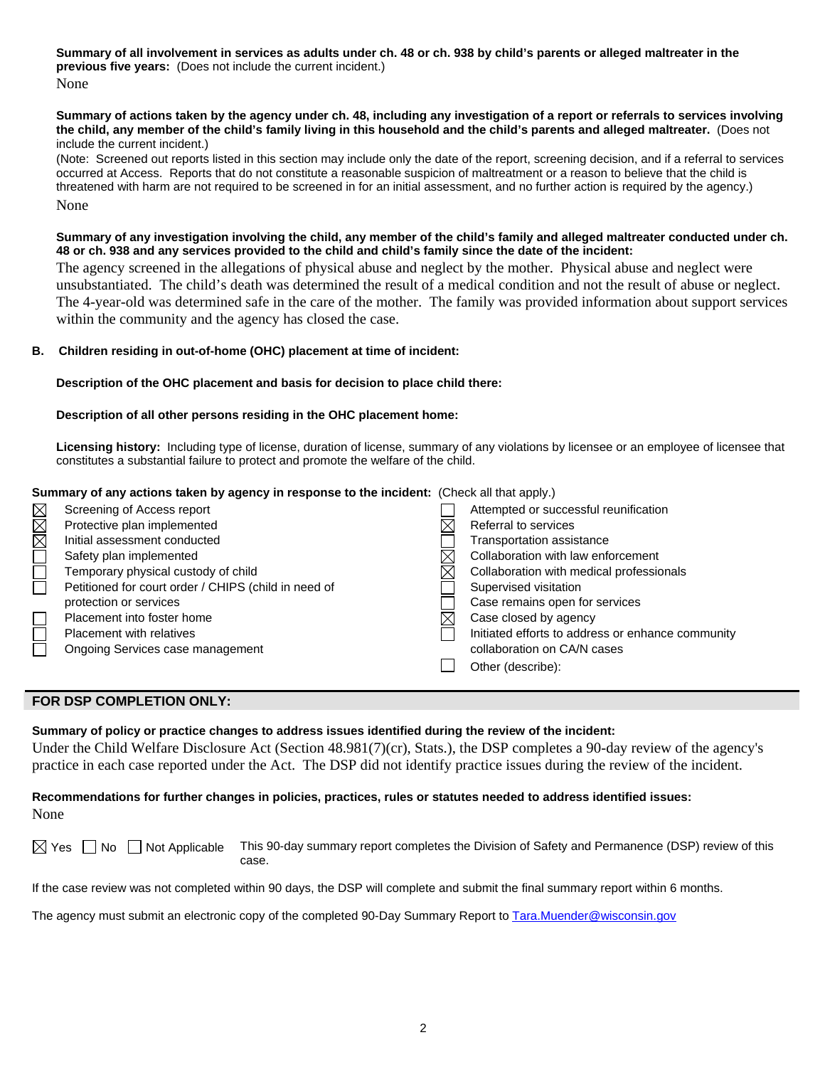**Summary of all involvement in services as adults under ch. 48 or ch. 938 by child's parents or alleged maltreater in the previous five years:** (Does not include the current incident.)

None

**Summary of actions taken by the agency under ch. 48, including any investigation of a report or referrals to services involving the child, any member of the child's family living in this household and the child's parents and alleged maltreater.** (Does not include the current incident.)

(Note: Screened out reports listed in this section may include only the date of the report, screening decision, and if a referral to services occurred at Access. Reports that do not constitute a reasonable suspicion of maltreatment or a reason to believe that the child is threatened with harm are not required to be screened in for an initial assessment, and no further action is required by the agency.)

None

**Summary of any investigation involving the child, any member of the child's family and alleged maltreater conducted under ch. 48 or ch. 938 and any services provided to the child and child's family since the date of the incident:**

The agency screened in the allegations of physical abuse and neglect by the mother. Physical abuse and neglect were unsubstantiated. The child's death was determined the result of a medical condition and not the result of abuse or neglect. The 4-year-old was determined safe in the care of the mother. The family was provided information about support services within the community and the agency has closed the case.

**B. Children residing in out-of-home (OHC) placement at time of incident:**

**Description of the OHC placement and basis for decision to place child there:**

**Description of all other persons residing in the OHC placement home:**

**Licensing history:** Including type of license, duration of license, summary of any violations by licensee or an employee of licensee that constitutes a substantial failure to protect and promote the welfare of the child.

**Summary of any actions taken by agency in response to the incident:** (Check all that apply.)

- ☒ Screening of Access report
- ☒ Protective plan implemented
- ☒ Initial assessment conducted
- ☐ Safety plan implemented
- ☐ Temporary physical custody of child
- ☐ Petitioned for court order / CHIPS (child in need of protection or services
- ☐ Placement into foster home
- ☐ Placement with relatives
- ☐ Ongoing Services case management
- ☐ Attempted or successful reunification
- ☒ Referral to services
- ☐ Transportation assistance
- ☒ Collaboration with law enforcement
- ☒ Collaboration with medical professionals
- ☐ Supervised visitation
- ☐ Case remains open for services
- ☒ Case closed by agency
- ☐ Initiated efforts to address or enhance community collaboration on CA/N cases
- ☐ Other (describe):

## FOR DSP COMPLETION ONLY:

**Summary of policy or practice changes to address issues identified during the review of the incident:**

Under the Child Welfare Disclosure Act (Section 48.981(7)(cr), Stats.), the DSP completes a 90-day review of the agency's practice in each case reported under the Act. The DSP did not identify practice issues during the review of the incident.

**Recommendations for further changes in policies, practices, rules or statutes needed to address identified issues:**

None

☒ Yes ☐ No ☐ Not Applicable This 90-day summary report completes the Division of Safety and Permanence (DSP) review of this case.

If the case review was not completed within 90 days, the DSP will complete and submit the final summary report within 6 months.

The agency must submit an electronic copy of the completed 90-Day Summary Report to Tara.Muender@wisconsin.gov